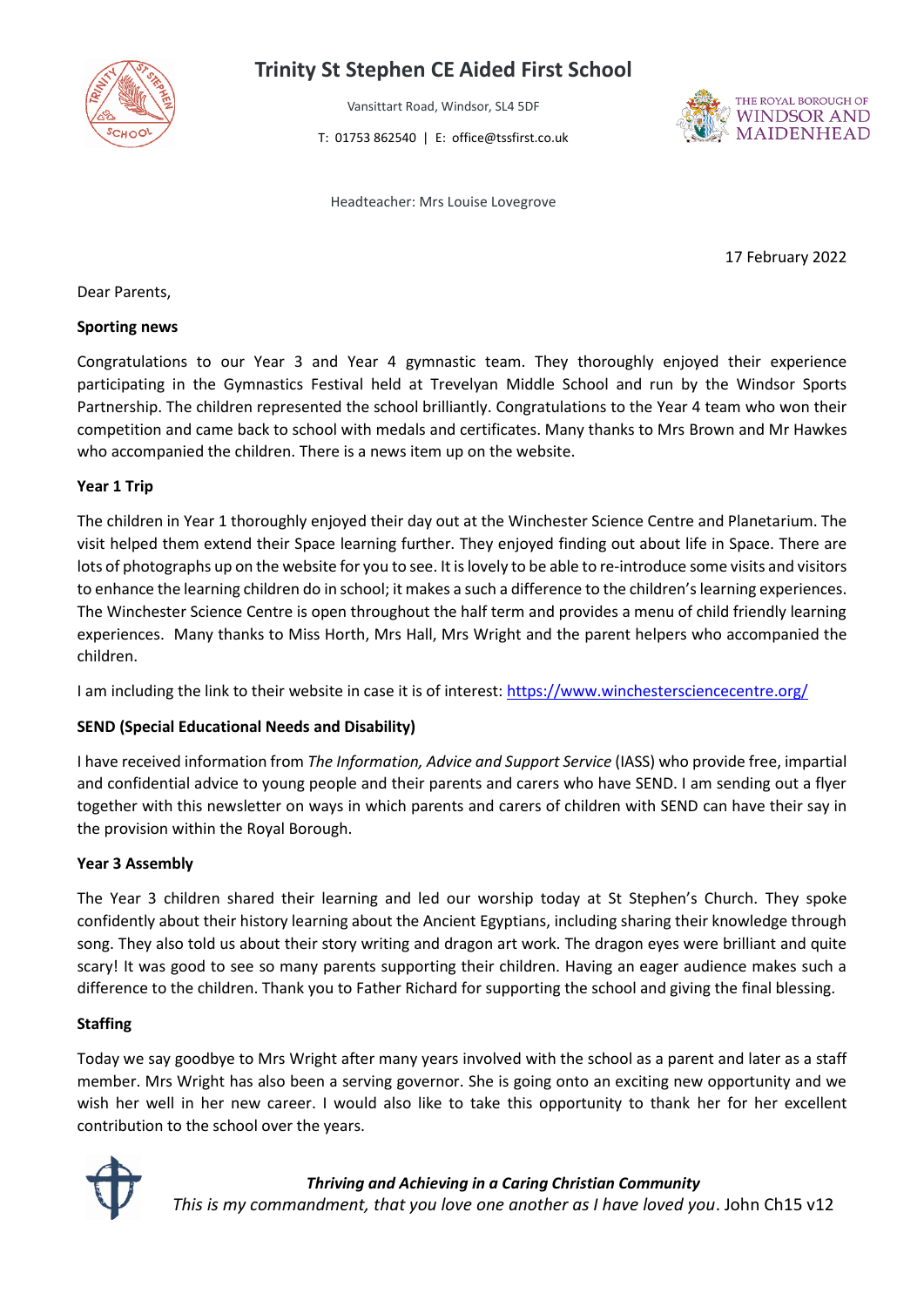# Trinity St Stephen CE Aided First School

Vansittart Road, Windsor, SL4 5DF

T: 01753 862540 | E: office@tssfirst.co.uk

Headteacher: Mrs Louise Lovegrove

17 February 2022

Dear Parents,

**Sporting news**

Congratulations to our Year 3 and Year 4 gymnastic team. They thoroughly enjoyed their experience participating in the Gymnastics Festival held at Trevelyan Middle School and run by the Windsor Sports Partnership. The children represented the school brilliantly. Congratulations to the Year 4 team who won their competition and came back to school with medals and certificates. Many thanks to Mrs Brown and Mr Hawkes who accompanied the children. There is a news item up on the website.

**Year 1 Trip**

The children in Year 1 thoroughly enjoyed their day out at the Winchester Science Centre and Planetarium. The visit helped them extend their Space learning further. They enjoyed finding out about life in Space. There are lots of photographs up on the website for you to see. It is lovely to be able to re-introduce some visits and visitors to enhance the learning children do in school; it makes a such a difference to the children's learning experiences. The Winchester Science Centre is open throughout the half term and provides a menu of child friendly learning experiences. Many thanks to Miss Horth, Mrs Hall, Mrs Wright and the parent helpers who accompanied the children.

I am including the link to their website in case it is of interest: https://www.winchestersciencecentre.org/

**SEND (Special Educational Needs and Disability)**

I have received information from *The Information, Advice and Support Service* (IASS) who provide free, impartial and confidential advice to young people and their parents and carers who have SEND. I am sending out a flyer together with this newsletter on ways in which parents and carers of children with SEND can have their say in the provision within the Royal Borough.

**Year 3 Assembly**

The Year 3 children shared their learning and led our worship today at St Stephen's Church. They spoke confidently about their history learning about the Ancient Egyptians, including sharing their knowledge through song. They also told us about their story writing and dragon art work. The dragon eyes were brilliant and quite scary! It was good to see so many parents supporting their children. Having an eager audience makes such a difference to the children. Thank you to Father Richard for supporting the school and giving the final blessing.

**Staffing**

Today we say goodbye to Mrs Wright after many years involved with the school as a parent and later as a staff member. Mrs Wright has also been a serving governor. She is going onto an exciting new opportunity and we wish her well in her new career. I would also like to take this opportunity to thank her for her excellent contribution to the school over the years.

***Thriving and Achieving in a Caring Christian Community***

*This is my commandment, that you love one another as I have loved you*. John Ch15 v12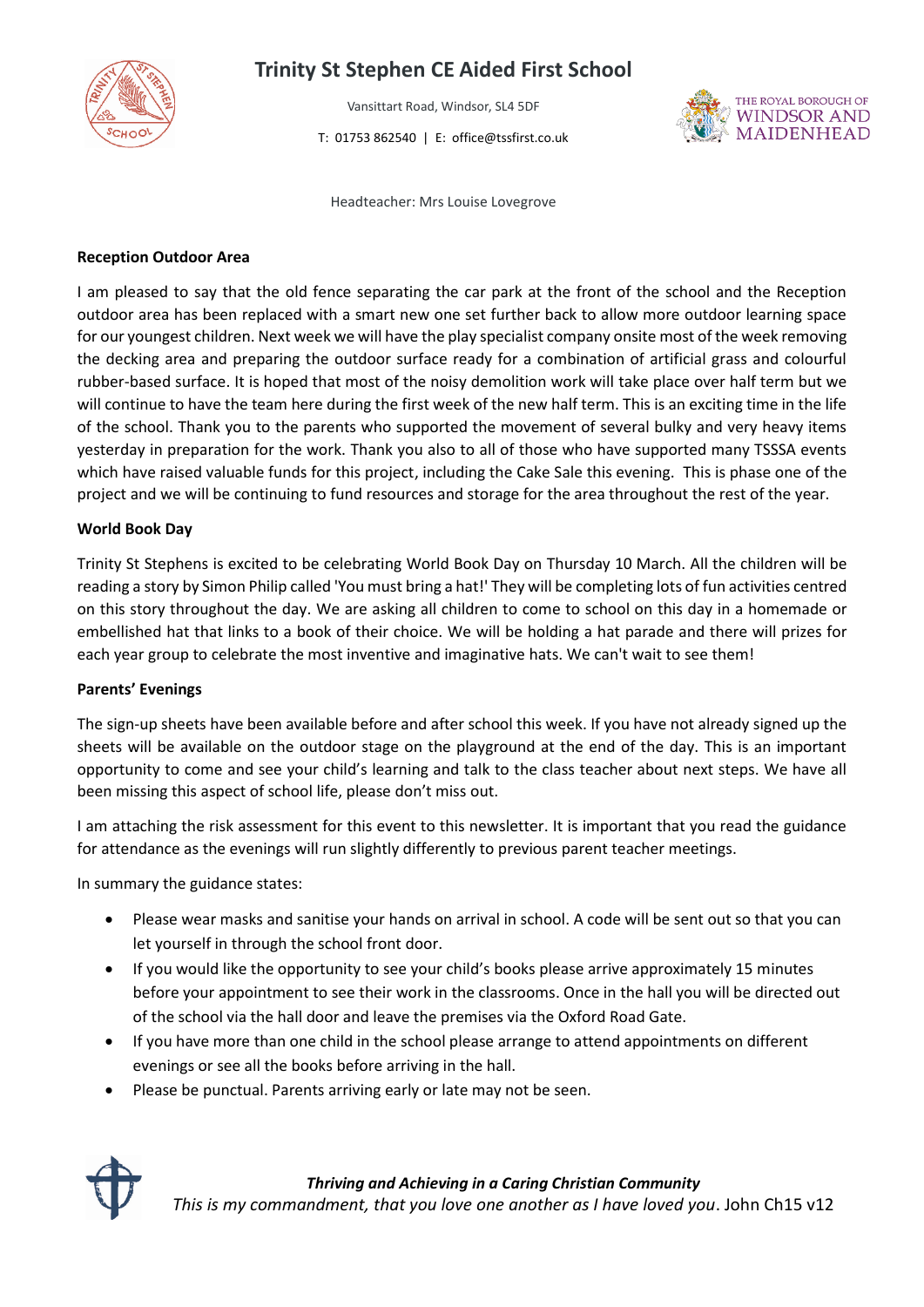# Trinity St Stephen CE Aided First School

Vansittart Road, Windsor, SL4 5DF

T: 01753 862540 | E: office@tssfirst.co.uk

Headteacher: Mrs Louise Lovegrove

**Reception Outdoor Area**

I am pleased to say that the old fence separating the car park at the front of the school and the Reception outdoor area has been replaced with a smart new one set further back to allow more outdoor learning space for our youngest children. Next week we will have the play specialist company onsite most of the week removing the decking area and preparing the outdoor surface ready for a combination of artificial grass and colourful rubber-based surface. It is hoped that most of the noisy demolition work will take place over half term but we will continue to have the team here during the first week of the new half term. This is an exciting time in the life of the school. Thank you to the parents who supported the movement of several bulky and very heavy items yesterday in preparation for the work. Thank you also to all of those who have supported many TSSSA events which have raised valuable funds for this project, including the Cake Sale this evening. This is phase one of the project and we will be continuing to fund resources and storage for the area throughout the rest of the year.

**World Book Day**

Trinity St Stephens is excited to be celebrating World Book Day on Thursday 10 March. All the children will be reading a story by Simon Philip called 'You must bring a hat!' They will be completing lots of fun activities centred on this story throughout the day. We are asking all children to come to school on this day in a homemade or embellished hat that links to a book of their choice. We will be holding a hat parade and there will prizes for each year group to celebrate the most inventive and imaginative hats. We can't wait to see them!

**Parents' Evenings**

The sign-up sheets have been available before and after school this week. If you have not already signed up the sheets will be available on the outdoor stage on the playground at the end of the day. This is an important opportunity to come and see your child's learning and talk to the class teacher about next steps. We have all been missing this aspect of school life, please don't miss out.

I am attaching the risk assessment for this event to this newsletter. It is important that you read the guidance for attendance as the evenings will run slightly differently to previous parent teacher meetings.

In summary the guidance states:

- Please wear masks and sanitise your hands on arrival in school. A code will be sent out so that you can let yourself in through the school front door.
- If you would like the opportunity to see your child's books please arrive approximately 15 minutes before your appointment to see their work in the classrooms. Once in the hall you will be directed out of the school via the hall door and leave the premises via the Oxford Road Gate.
- If you have more than one child in the school please arrange to attend appointments on different evenings or see all the books before arriving in the hall.
- Please be punctual. Parents arriving early or late may not be seen.

***Thriving and Achieving in a Caring Christian Community***

*This is my commandment, that you love one another as I have loved you*. John Ch15 v12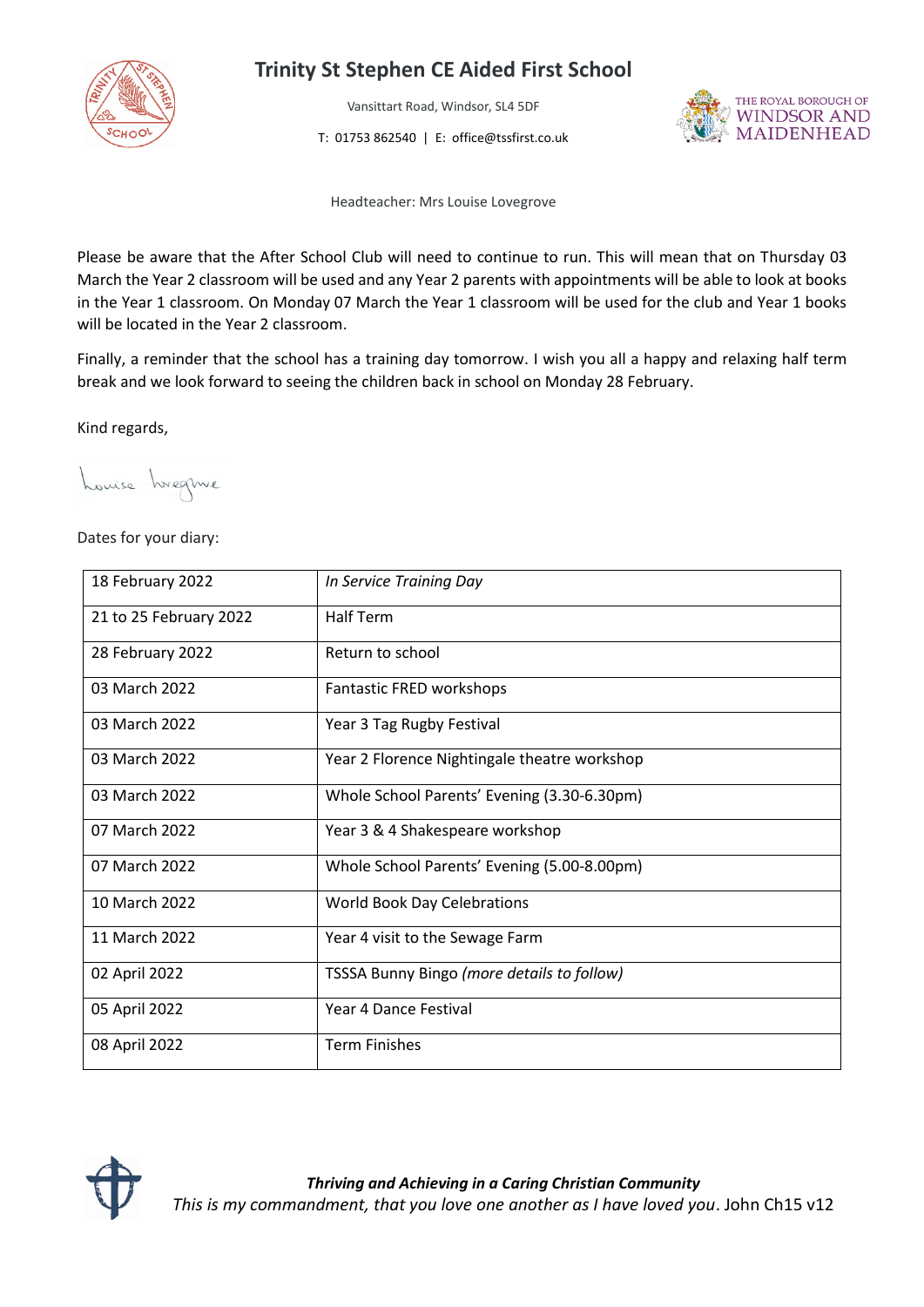# Trinity St Stephen CE Aided First School

Vansittart Road, Windsor, SL4 5DF

T: 01753 862540 | E: office@tssfirst.co.uk

Headteacher: Mrs Louise Lovegrove

Please be aware that the After School Club will need to continue to run. This will mean that on Thursday 03 March the Year 2 classroom will be used and any Year 2 parents with appointments will be able to look at books in the Year 1 classroom. On Monday 07 March the Year 1 classroom will be used for the club and Year 1 books will be located in the Year 2 classroom.

Finally, a reminder that the school has a training day tomorrow. I wish you all a happy and relaxing half term break and we look forward to seeing the children back in school on Monday 28 February.

Kind regards,

Louise Lovegrove

Dates for your diary:

| | |
|---|---|
| 18 February 2022 | *In Service Training Day* |
| 21 to 25 February 2022 | Half Term |
| 28 February 2022 | Return to school |
| 03 March 2022 | Fantastic FRED workshops |
| 03 March 2022 | Year 3 Tag Rugby Festival |
| 03 March 2022 | Year 2 Florence Nightingale theatre workshop |
| 03 March 2022 | Whole School Parents' Evening (3.30-6.30pm) |
| 07 March 2022 | Year 3 & 4 Shakespeare workshop |
| 07 March 2022 | Whole School Parents' Evening (5.00-8.00pm) |
| 10 March 2022 | World Book Day Celebrations |
| 11 March 2022 | Year 4 visit to the Sewage Farm |
| 02 April 2022 | TSSSA Bunny Bingo *(more details to follow)* |
| 05 April 2022 | Year 4 Dance Festival |
| 08 April 2022 | Term Finishes |

***Thriving and Achieving in a Caring Christian Community***

*This is my commandment, that you love one another as I have loved you*. John Ch15 v12